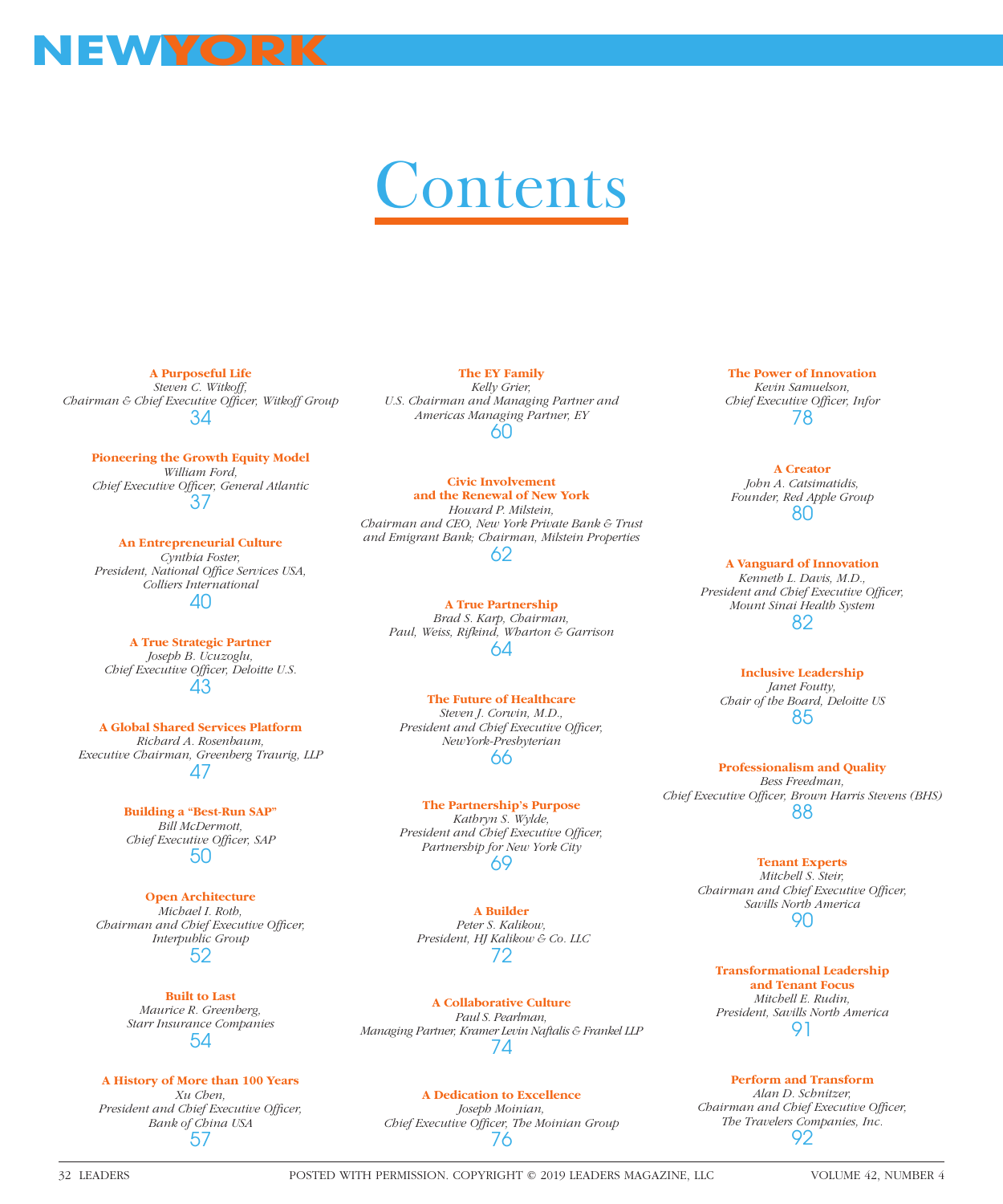# NEW YORK

# Contents

**A Purposeful Life**
*Steven C. Witkoff, Chairman & Chief Executive Officer, Witkoff Group*
34

**Pioneering the Growth Equity Model**
*William Ford, Chief Executive Officer, General Atlantic*
37

**An Entrepreneurial Culture**
*Cynthia Foster, President, National Office Services USA, Colliers International*
40

**A True Strategic Partner**
*Joseph B. Ucuzoglu, Chief Executive Officer, Deloitte U.S.*
43

**A Global Shared Services Platform**
*Richard A. Rosenbaum, Executive Chairman, Greenberg Traurig, LLP*
47

**Building a "Best-Run SAP"**
*Bill McDermott, Chief Executive Officer, SAP*
50

**Open Architecture**
*Michael I. Roth, Chairman and Chief Executive Officer, Interpublic Group*
52

**Built to Last**
*Maurice R. Greenberg, Starr Insurance Companies*
54

**A History of More than 100 Years**
*Xu Chen, President and Chief Executive Officer, Bank of China USA*
57

**The EY Family**
*Kelly Grier, U.S. Chairman and Managing Partner and Americas Managing Partner, EY*
60

**Civic Involvement and the Renewal of New York**
*Howard P. Milstein, Chairman and CEO, New York Private Bank & Trust and Emigrant Bank; Chairman, Milstein Properties*
62

**A True Partnership**
*Brad S. Karp, Chairman, Paul, Weiss, Rifkind, Wharton & Garrison*
64

**The Future of Healthcare**
*Steven J. Corwin, M.D., President and Chief Executive Officer, NewYork-Presbyterian*
66

**The Partnership's Purpose**
*Kathryn S. Wylde, President and Chief Executive Officer, Partnership for New York City*
69

**A Builder**
*Peter S. Kalikow, President, HJ Kalikow & Co. LLC*
72

**A Collaborative Culture**
*Paul S. Pearlman, Managing Partner, Kramer Levin Naftalis & Frankel LLP*
74

**A Dedication to Excellence**
*Joseph Moinian, Chief Executive Officer, The Moinian Group*
76

**The Power of Innovation**
*Kevin Samuelson, Chief Executive Officer, Infor*
78

**A Creator**
*John A. Catsimatidis, Founder, Red Apple Group*
80

**A Vanguard of Innovation**
*Kenneth L. Davis, M.D., President and Chief Executive Officer, Mount Sinai Health System*
82

**Inclusive Leadership**
*Janet Foutty, Chair of the Board, Deloitte US*
85

**Professionalism and Quality**
*Bess Freedman, Chief Executive Officer, Brown Harris Stevens (BHS)*
88

**Tenant Experts**
*Mitchell S. Steir, Chairman and Chief Executive Officer, Savills North America*
90

**Transformational Leadership and Tenant Focus**
*Mitchell E. Rudin, President, Savills North America*
91

**Perform and Transform**
*Alan D. Schnitzer, Chairman and Chief Executive Officer, The Travelers Companies, Inc.*
92

POSTED WITH PERMISSION. COPYRIGHT © 2019 LEADERS MAGAZINE, LLC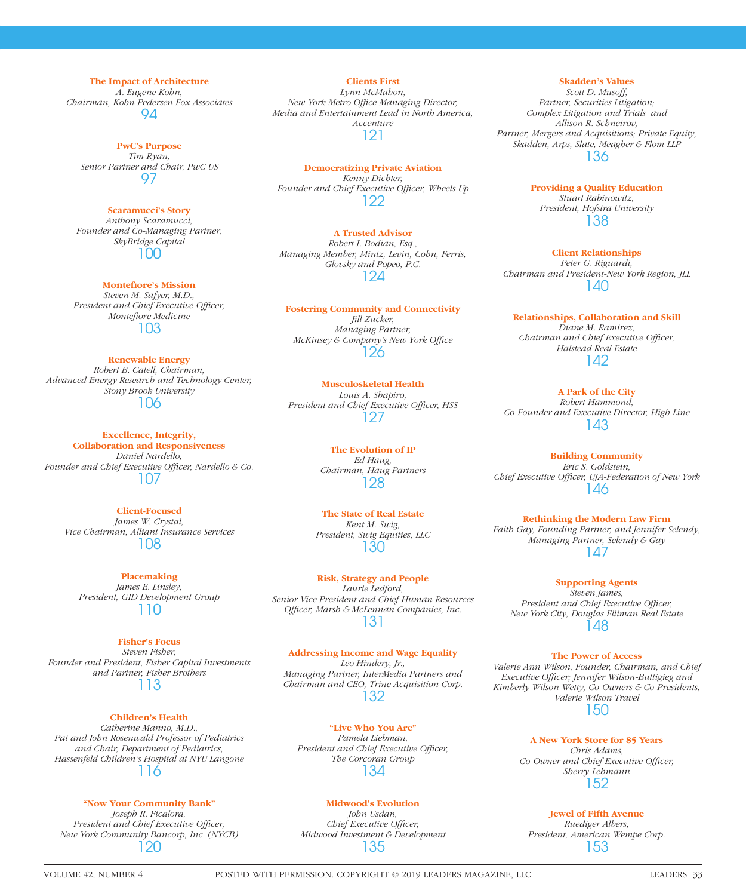**The Impact of Architecture**
*A. Eugene Kohn,*
*Chairman, Kohn Pedersen Fox Associates*
94

**PwC's Purpose**
*Tim Ryan,*
*Senior Partner and Chair, PwC US*
97

**Scaramucci's Story**
*Anthony Scaramucci,*
*Founder and Co-Managing Partner,*
*SkyBridge Capital*
100

**Montefiore's Mission**
*Steven M. Safyer, M.D.,*
*President and Chief Executive Officer,*
*Montefiore Medicine*
103

**Renewable Energy**
*Robert B. Catell, Chairman,*
*Advanced Energy Research and Technology Center,*
*Stony Brook University*
106

**Excellence, Integrity, Collaboration and Responsiveness**
*Daniel Nardello,*
*Founder and Chief Executive Officer, Nardello & Co.*
107

**Client-Focused**
*James W. Crystal,*
*Vice Chairman, Alliant Insurance Services*
108

**Placemaking**
*James E. Linsley,*
*President, GID Development Group*
110

**Fisher's Focus**
*Steven Fisher,*
*Founder and President, Fisher Capital Investments*
*and Partner, Fisher Brothers*
113

**Children's Health**
*Catherine Manno, M.D.,*
*Pat and John Rosenwald Professor of Pediatrics*
*and Chair, Department of Pediatrics,*
*Hassenfeld Children's Hospital at NYU Langone*
116

**"Now Your Community Bank"**
*Joseph R. Ficalora,*
*President and Chief Executive Officer,*
*New York Community Bancorp, Inc. (NYCB)*
120

**Clients First**
*Lynn McMahon,*
*New York Metro Office Managing Director,*
*Media and Entertainment Lead in North America,*
*Accenture*
121

**Democratizing Private Aviation**
*Kenny Dichter,*
*Founder and Chief Executive Officer, Wheels Up*
122

**A Trusted Advisor**
*Robert I. Bodian, Esq.,*
*Managing Member, Mintz, Levin, Cohn, Ferris,*
*Glovsky and Popeo, P.C.*
124

**Fostering Community and Connectivity**
*Jill Zucker,*
*Managing Partner,*
*McKinsey & Company's New York Office*
126

**Musculoskeletal Health**
*Louis A. Shapiro,*
*President and Chief Executive Officer, HSS*
127

**The Evolution of IP**
*Ed Haug,*
*Chairman, Haug Partners*
128

**The State of Real Estate**
*Kent M. Swig,*
*President, Swig Equities, LLC*
130

**Risk, Strategy and People**
*Laurie Ledford,*
*Senior Vice President and Chief Human Resources*
*Officer, Marsh & McLennan Companies, Inc.*
131

**Addressing Income and Wage Equality**
*Leo Hindery, Jr.,*
*Managing Partner, InterMedia Partners and*
*Chairman and CEO, Trine Acquisition Corp.*
132

**"Live Who You Are"**
*Pamela Liebman,*
*President and Chief Executive Officer,*
*The Corcoran Group*
134

**Midwood's Evolution**
*John Usdan,*
*Chief Executive Officer,*
*Midwood Investment & Development*
135

**Skadden's Values**
*Scott D. Musoff,*
*Partner, Securities Litigation;*
*Complex Litigation and Trials and*
*Allison R. Schneirov,*
*Partner, Mergers and Acquisitions; Private Equity,*
*Skadden, Arps, Slate, Meagher & Flom LLP*
136

**Providing a Quality Education**
*Stuart Rabinowitz,*
*President, Hofstra University*
138

**Client Relationships**
*Peter G. Riguardi,*
*Chairman and President-New York Region, JLL*
140

**Relationships, Collaboration and Skill**
*Diane M. Ramirez,*
*Chairman and Chief Executive Officer,*
*Halstead Real Estate*
142

**A Park of the City**
*Robert Hammond,*
*Co-Founder and Executive Director, High Line*
143

**Building Community**
*Eric S. Goldstein,*
*Chief Executive Officer, UJA-Federation of New York*
146

**Rethinking the Modern Law Firm**
*Faith Gay, Founding Partner, and Jennifer Selendy,*
*Managing Partner, Selendy & Gay*
147

**Supporting Agents**
*Steven James,*
*President and Chief Executive Officer,*
*New York City, Douglas Elliman Real Estate*
148

**The Power of Access**
*Valerie Ann Wilson, Founder, Chairman, and Chief*
*Executive Officer; Jennifer Wilson-Buttigieg and*
*Kimberly Wilson Wetty, Co-Owners & Co-Presidents,*
*Valerie Wilson Travel*
150

**A New York Store for 85 Years**
*Chris Adams,*
*Co-Owner and Chief Executive Officer,*
*Sherry-Lehmann*
152

**Jewel of Fifth Avenue**
*Ruediger Albers,*
*President, American Wempe Corp.*
153

POSTED WITH PERMISSION. COPYRIGHT © 2019 LEADERS MAGAZINE, LLC